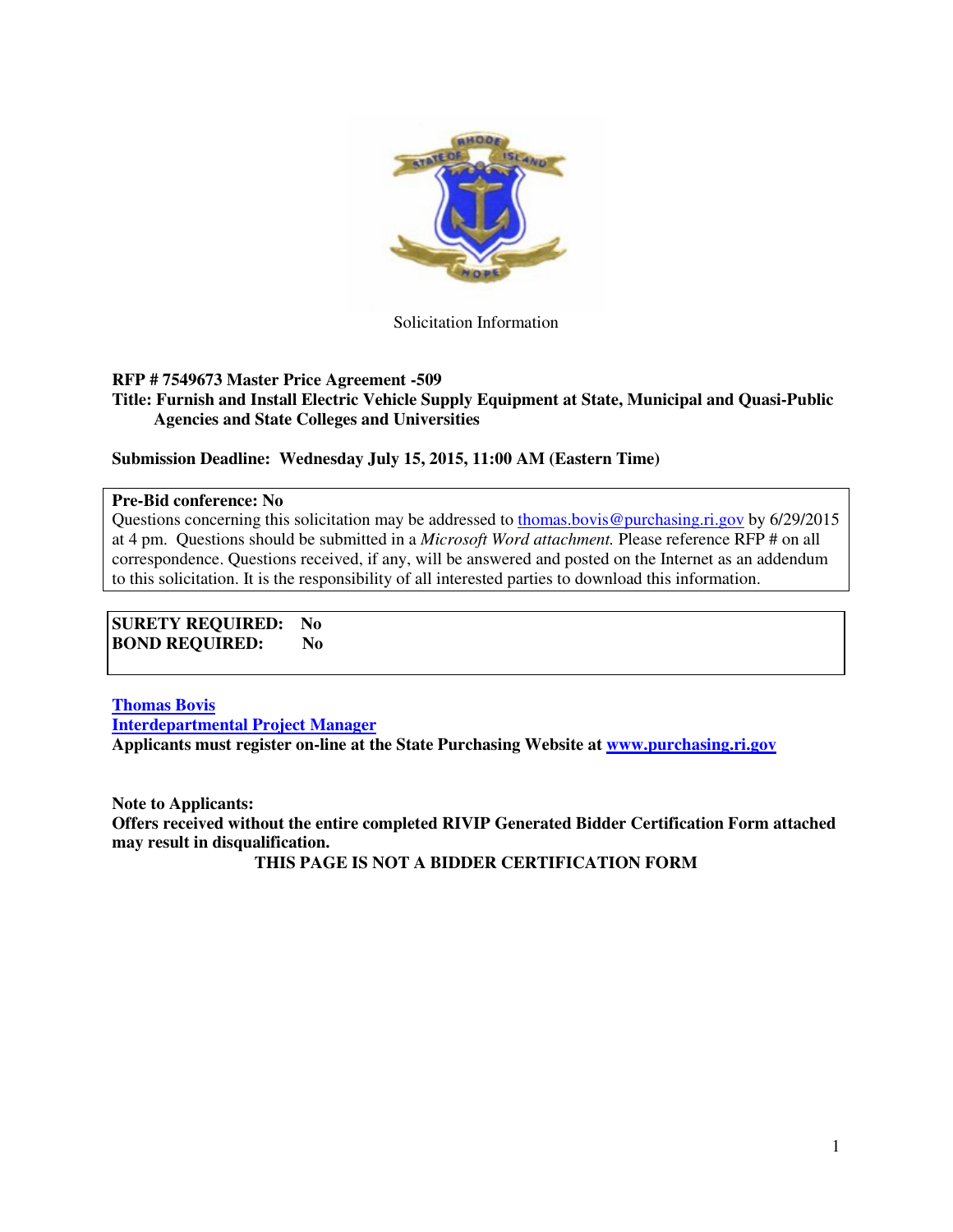Solicitation Information

**RFP # 7549673 Master Price Agreement -509**

**Title: Furnish and Install Electric Vehicle Supply Equipment at State, Municipal and Quasi-Public Agencies and State Colleges and Universities**

**Submission Deadline: Wednesday July 15, 2015, 11:00 AM (Eastern Time)**

**Pre-Bid conference: No**

Questions concerning this solicitation may be addressed to thomas.bovis@purchasing.ri.gov by 6/29/2015 at 4 pm. Questions should be submitted in a *Microsoft Word attachment.* Please reference RFP # on all correspondence. Questions received, if any, will be answered and posted on the Internet as an addendum to this solicitation. It is the responsibility of all interested parties to download this information.

**SURETY REQUIRED: No**
**BOND REQUIRED: No**

**Thomas Bovis**
**Interdepartmental Project Manager**
**Applicants must register on-line at the State Purchasing Website at www.purchasing.ri.gov**

**Note to Applicants:**
**Offers received without the entire completed RIVIP Generated Bidder Certification Form attached may result in disqualification.**

**THIS PAGE IS NOT A BIDDER CERTIFICATION FORM**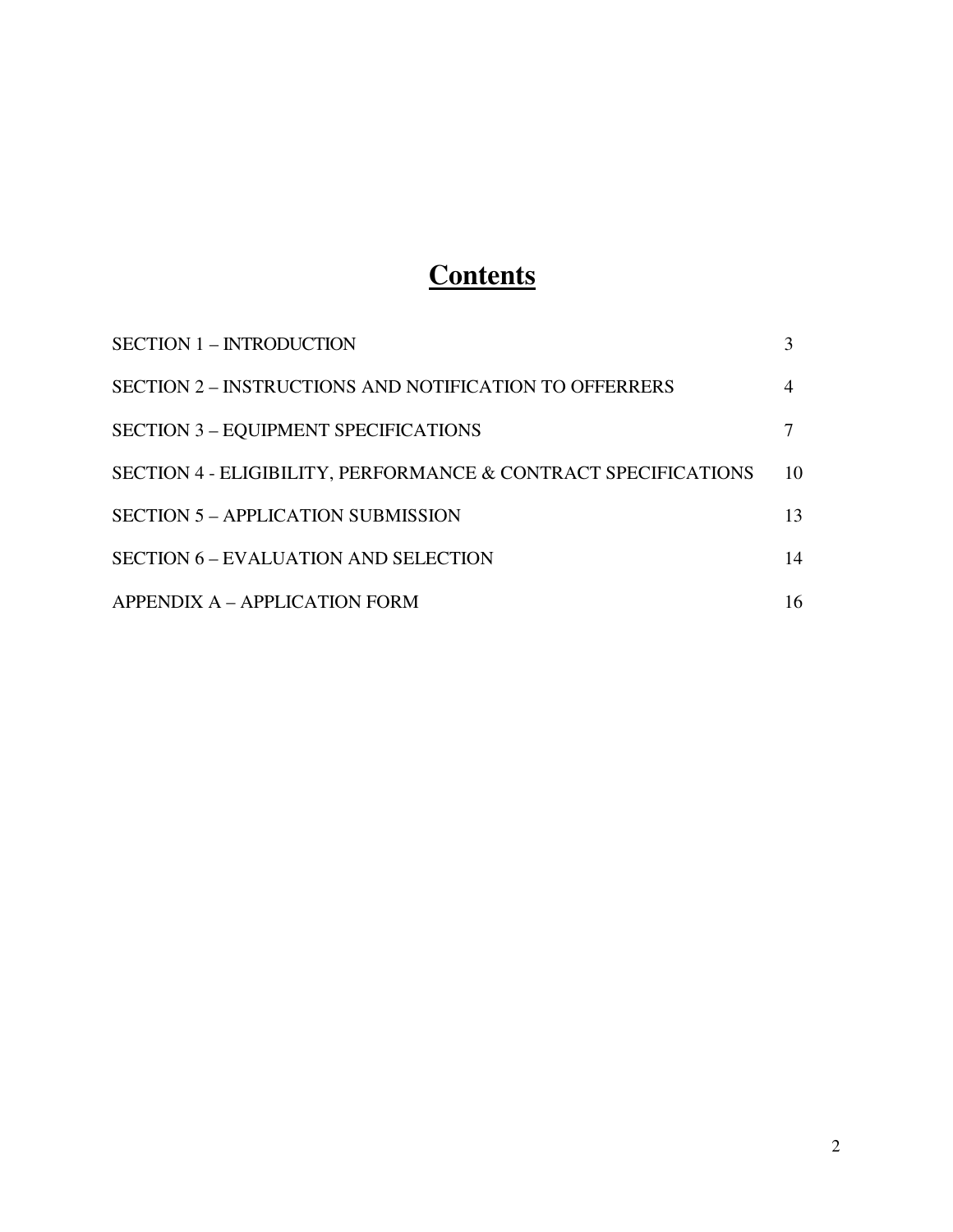# Contents

| | |
|---|---|
| SECTION 1 – INTRODUCTION | 3 |
| SECTION 2 – INSTRUCTIONS AND NOTIFICATION TO OFFERRERS | 4 |
| SECTION 3 – EQUIPMENT SPECIFICATIONS | 7 |
| SECTION 4 - ELIGIBILITY, PERFORMANCE & CONTRACT SPECIFICATIONS | 10 |
| SECTION 5 – APPLICATION SUBMISSION | 13 |
| SECTION 6 – EVALUATION AND SELECTION | 14 |
| APPENDIX A – APPLICATION FORM | 16 |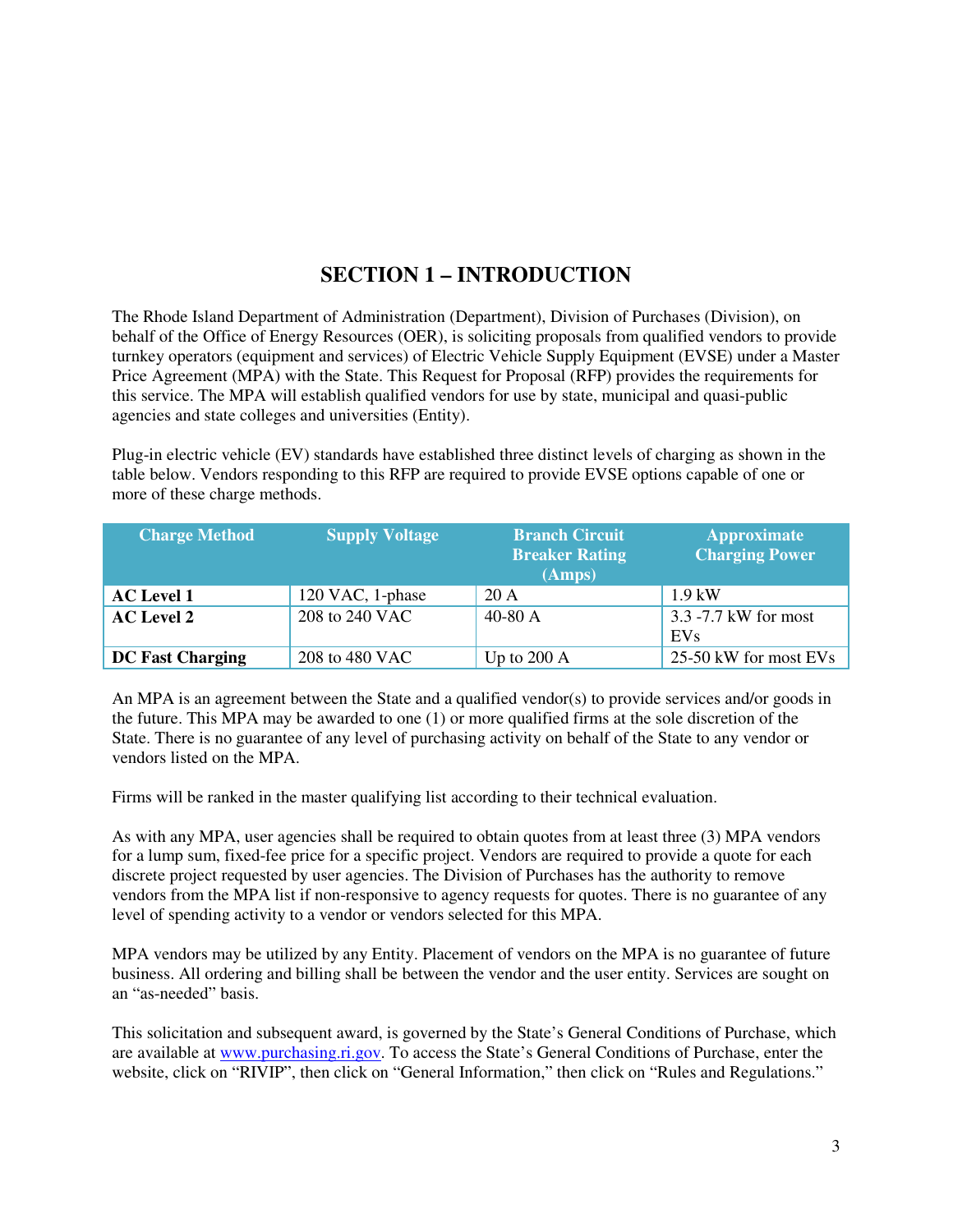# SECTION 1 – INTRODUCTION

The Rhode Island Department of Administration (Department), Division of Purchases (Division), on behalf of the Office of Energy Resources (OER), is soliciting proposals from qualified vendors to provide turnkey operators (equipment and services) of Electric Vehicle Supply Equipment (EVSE) under a Master Price Agreement (MPA) with the State. This Request for Proposal (RFP) provides the requirements for this service. The MPA will establish qualified vendors for use by state, municipal and quasi-public agencies and state colleges and universities (Entity).

Plug-in electric vehicle (EV) standards have established three distinct levels of charging as shown in the table below. Vendors responding to this RFP are required to provide EVSE options capable of one or more of these charge methods.

| Charge Method | Supply Voltage | Branch Circuit Breaker Rating (Amps) | Approximate Charging Power |
|---|---|---|---|
| **AC Level 1** | 120 VAC, 1-phase | 20 A | 1.9 kW |
| **AC Level 2** | 208 to 240 VAC | 40-80 A | 3.3 -7.7 kW for most EVs |
| **DC Fast Charging** | 208 to 480 VAC | Up to 200 A | 25-50 kW for most EVs |

An MPA is an agreement between the State and a qualified vendor(s) to provide services and/or goods in the future. This MPA may be awarded to one (1) or more qualified firms at the sole discretion of the State. There is no guarantee of any level of purchasing activity on behalf of the State to any vendor or vendors listed on the MPA.

Firms will be ranked in the master qualifying list according to their technical evaluation.

As with any MPA, user agencies shall be required to obtain quotes from at least three (3) MPA vendors for a lump sum, fixed-fee price for a specific project. Vendors are required to provide a quote for each discrete project requested by user agencies. The Division of Purchases has the authority to remove vendors from the MPA list if non-responsive to agency requests for quotes. There is no guarantee of any level of spending activity to a vendor or vendors selected for this MPA.

MPA vendors may be utilized by any Entity. Placement of vendors on the MPA is no guarantee of future business. All ordering and billing shall be between the vendor and the user entity. Services are sought on an "as-needed" basis.

This solicitation and subsequent award, is governed by the State's General Conditions of Purchase, which are available at [www.purchasing.ri.gov](http://www.purchasing.ri.gov). To access the State's General Conditions of Purchase, enter the website, click on "RIVIP", then click on "General Information," then click on "Rules and Regulations."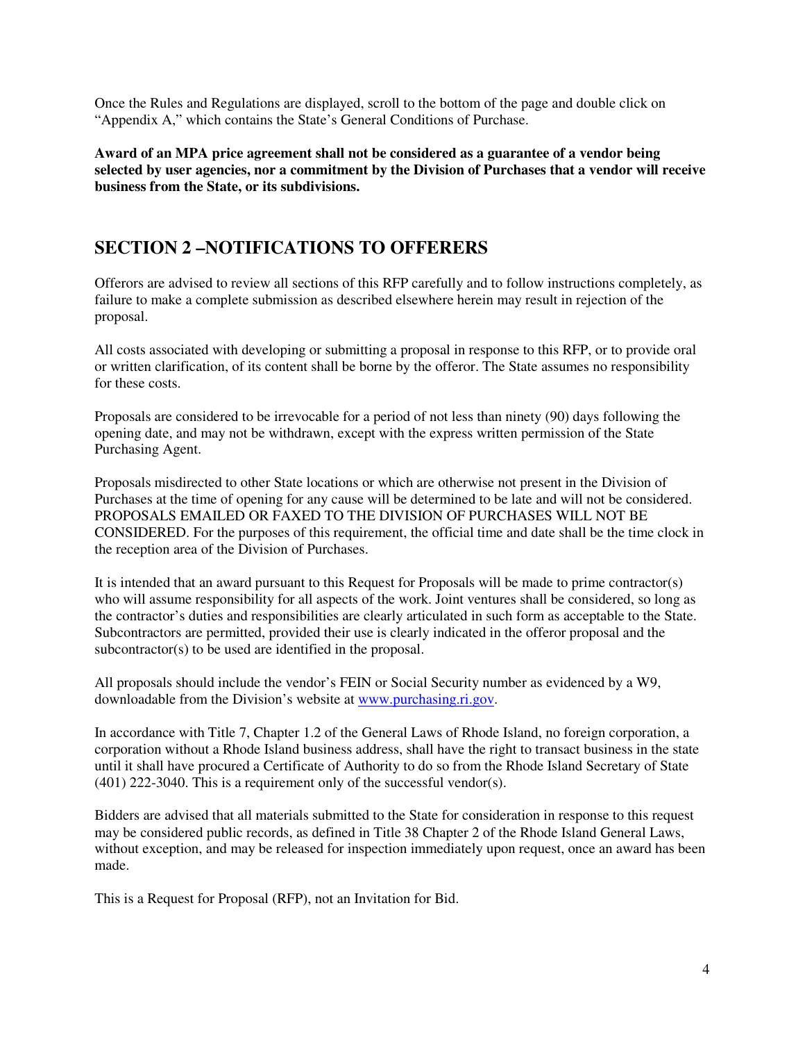Once the Rules and Regulations are displayed, scroll to the bottom of the page and double click on "Appendix A," which contains the State's General Conditions of Purchase.

**Award of an MPA price agreement shall not be considered as a guarantee of a vendor being selected by user agencies, nor a commitment by the Division of Purchases that a vendor will receive business from the State, or its subdivisions.**

## SECTION 2 –NOTIFICATIONS TO OFFERERS

Offerors are advised to review all sections of this RFP carefully and to follow instructions completely, as failure to make a complete submission as described elsewhere herein may result in rejection of the proposal.

All costs associated with developing or submitting a proposal in response to this RFP, or to provide oral or written clarification, of its content shall be borne by the offeror. The State assumes no responsibility for these costs.

Proposals are considered to be irrevocable for a period of not less than ninety (90) days following the opening date, and may not be withdrawn, except with the express written permission of the State Purchasing Agent.

Proposals misdirected to other State locations or which are otherwise not present in the Division of Purchases at the time of opening for any cause will be determined to be late and will not be considered. PROPOSALS EMAILED OR FAXED TO THE DIVISION OF PURCHASES WILL NOT BE CONSIDERED. For the purposes of this requirement, the official time and date shall be the time clock in the reception area of the Division of Purchases.

It is intended that an award pursuant to this Request for Proposals will be made to prime contractor(s) who will assume responsibility for all aspects of the work. Joint ventures shall be considered, so long as the contractor's duties and responsibilities are clearly articulated in such form as acceptable to the State. Subcontractors are permitted, provided their use is clearly indicated in the offeror proposal and the subcontractor(s) to be used are identified in the proposal.

All proposals should include the vendor's FEIN or Social Security number as evidenced by a W9, downloadable from the Division's website at www.purchasing.ri.gov.

In accordance with Title 7, Chapter 1.2 of the General Laws of Rhode Island, no foreign corporation, a corporation without a Rhode Island business address, shall have the right to transact business in the state until it shall have procured a Certificate of Authority to do so from the Rhode Island Secretary of State (401) 222-3040. This is a requirement only of the successful vendor(s).

Bidders are advised that all materials submitted to the State for consideration in response to this request may be considered public records, as defined in Title 38 Chapter 2 of the Rhode Island General Laws, without exception, and may be released for inspection immediately upon request, once an award has been made.

This is a Request for Proposal (RFP), not an Invitation for Bid.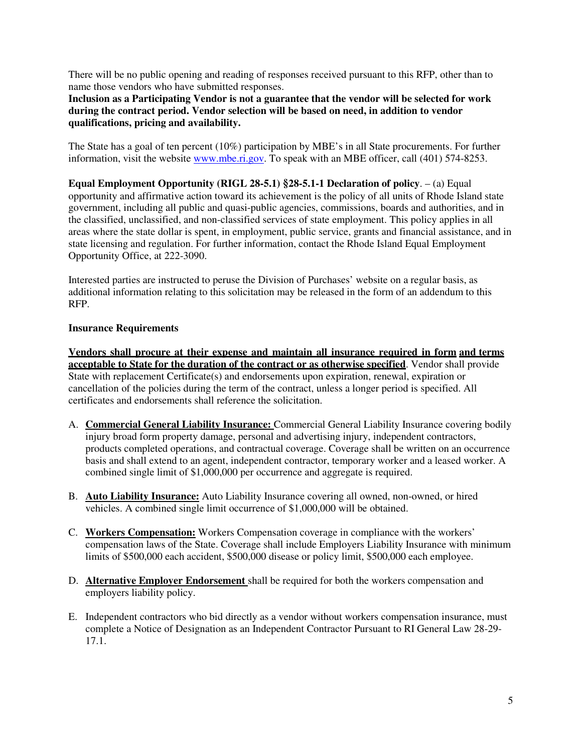There will be no public opening and reading of responses received pursuant to this RFP, other than to name those vendors who have submitted responses.

**Inclusion as a Participating Vendor is not a guarantee that the vendor will be selected for work during the contract period. Vendor selection will be based on need, in addition to vendor qualifications, pricing and availability.**

The State has a goal of ten percent (10%) participation by MBE's in all State procurements. For further information, visit the website [www.mbe.ri.gov](www.mbe.ri.gov). To speak with an MBE officer, call (401) 574-8253.

**Equal Employment Opportunity (RIGL 28-5.1) §28-5.1-1 Declaration of policy**. – (a) Equal opportunity and affirmative action toward its achievement is the policy of all units of Rhode Island state government, including all public and quasi-public agencies, commissions, boards and authorities, and in the classified, unclassified, and non-classified services of state employment. This policy applies in all areas where the state dollar is spent, in employment, public service, grants and financial assistance, and in state licensing and regulation. For further information, contact the Rhode Island Equal Employment Opportunity Office, at 222-3090.

Interested parties are instructed to peruse the Division of Purchases' website on a regular basis, as additional information relating to this solicitation may be released in the form of an addendum to this RFP.

**Insurance Requirements**

**Vendors shall procure at their expense and maintain all insurance required in form and terms acceptable to State for the duration of the contract or as otherwise specified**. Vendor shall provide State with replacement Certificate(s) and endorsements upon expiration, renewal, expiration or cancellation of the policies during the term of the contract, unless a longer period is specified. All certificates and endorsements shall reference the solicitation.

A. **Commercial General Liability Insurance:** Commercial General Liability Insurance covering bodily injury broad form property damage, personal and advertising injury, independent contractors, products completed operations, and contractual coverage. Coverage shall be written on an occurrence basis and shall extend to an agent, independent contractor, temporary worker and a leased worker. A combined single limit of $1,000,000 per occurrence and aggregate is required.

B. **Auto Liability Insurance:** Auto Liability Insurance covering all owned, non-owned, or hired vehicles. A combined single limit occurrence of $1,000,000 will be obtained.

C. **Workers Compensation:** Workers Compensation coverage in compliance with the workers' compensation laws of the State. Coverage shall include Employers Liability Insurance with minimum limits of $500,000 each accident, $500,000 disease or policy limit, $500,000 each employee.

D. **Alternative Employer Endorsement** shall be required for both the workers compensation and employers liability policy.

E. Independent contractors who bid directly as a vendor without workers compensation insurance, must complete a Notice of Designation as an Independent Contractor Pursuant to RI General Law 28-29-17.1.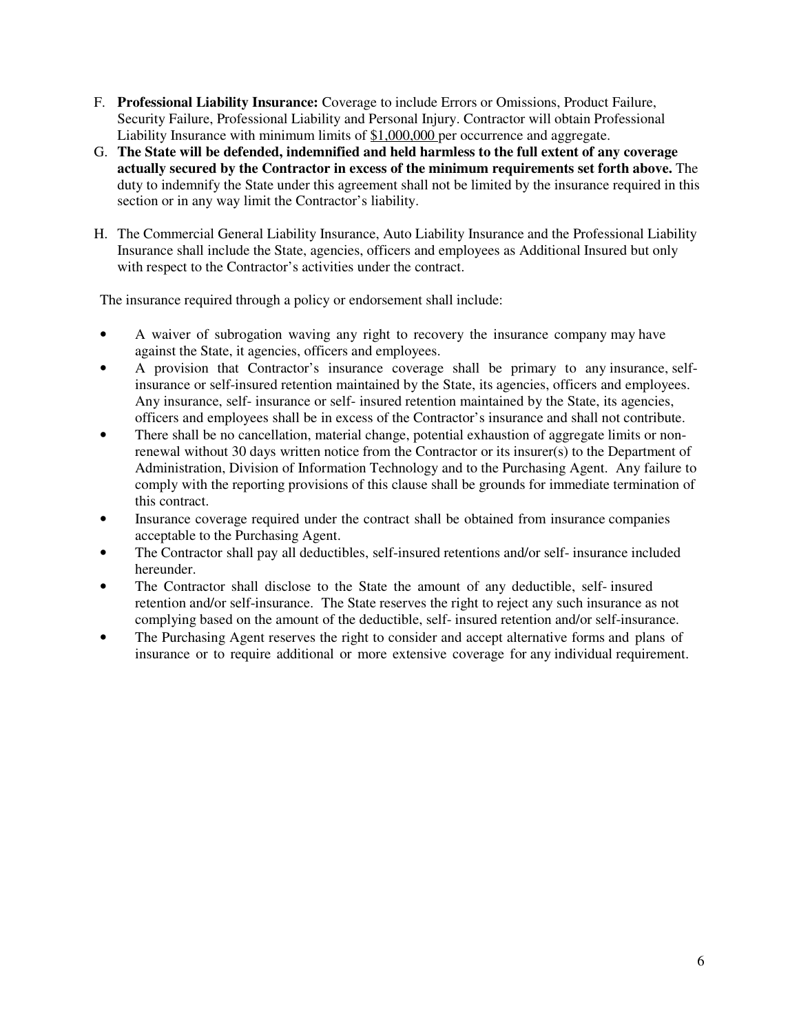F. **Professional Liability Insurance:** Coverage to include Errors or Omissions, Product Failure, Security Failure, Professional Liability and Personal Injury. Contractor will obtain Professional Liability Insurance with minimum limits of <u>$1,000,000</u> per occurrence and aggregate.

G. **The State will be defended, indemnified and held harmless to the full extent of any coverage actually secured by the Contractor in excess of the minimum requirements set forth above.** The duty to indemnify the State under this agreement shall not be limited by the insurance required in this section or in any way limit the Contractor's liability.

H. The Commercial General Liability Insurance, Auto Liability Insurance and the Professional Liability Insurance shall include the State, agencies, officers and employees as Additional Insured but only with respect to the Contractor's activities under the contract.

The insurance required through a policy or endorsement shall include:

- A waiver of subrogation waving any right to recovery the insurance company may have against the State, it agencies, officers and employees.
- A provision that Contractor's insurance coverage shall be primary to any insurance, self-insurance or self-insured retention maintained by the State, its agencies, officers and employees. Any insurance, self- insurance or self- insured retention maintained by the State, its agencies, officers and employees shall be in excess of the Contractor's insurance and shall not contribute.
- There shall be no cancellation, material change, potential exhaustion of aggregate limits or non-renewal without 30 days written notice from the Contractor or its insurer(s) to the Department of Administration, Division of Information Technology and to the Purchasing Agent. Any failure to comply with the reporting provisions of this clause shall be grounds for immediate termination of this contract.
- Insurance coverage required under the contract shall be obtained from insurance companies acceptable to the Purchasing Agent.
- The Contractor shall pay all deductibles, self-insured retentions and/or self- insurance included hereunder.
- The Contractor shall disclose to the State the amount of any deductible, self- insured retention and/or self-insurance. The State reserves the right to reject any such insurance as not complying based on the amount of the deductible, self- insured retention and/or self-insurance.
- The Purchasing Agent reserves the right to consider and accept alternative forms and plans of insurance or to require additional or more extensive coverage for any individual requirement.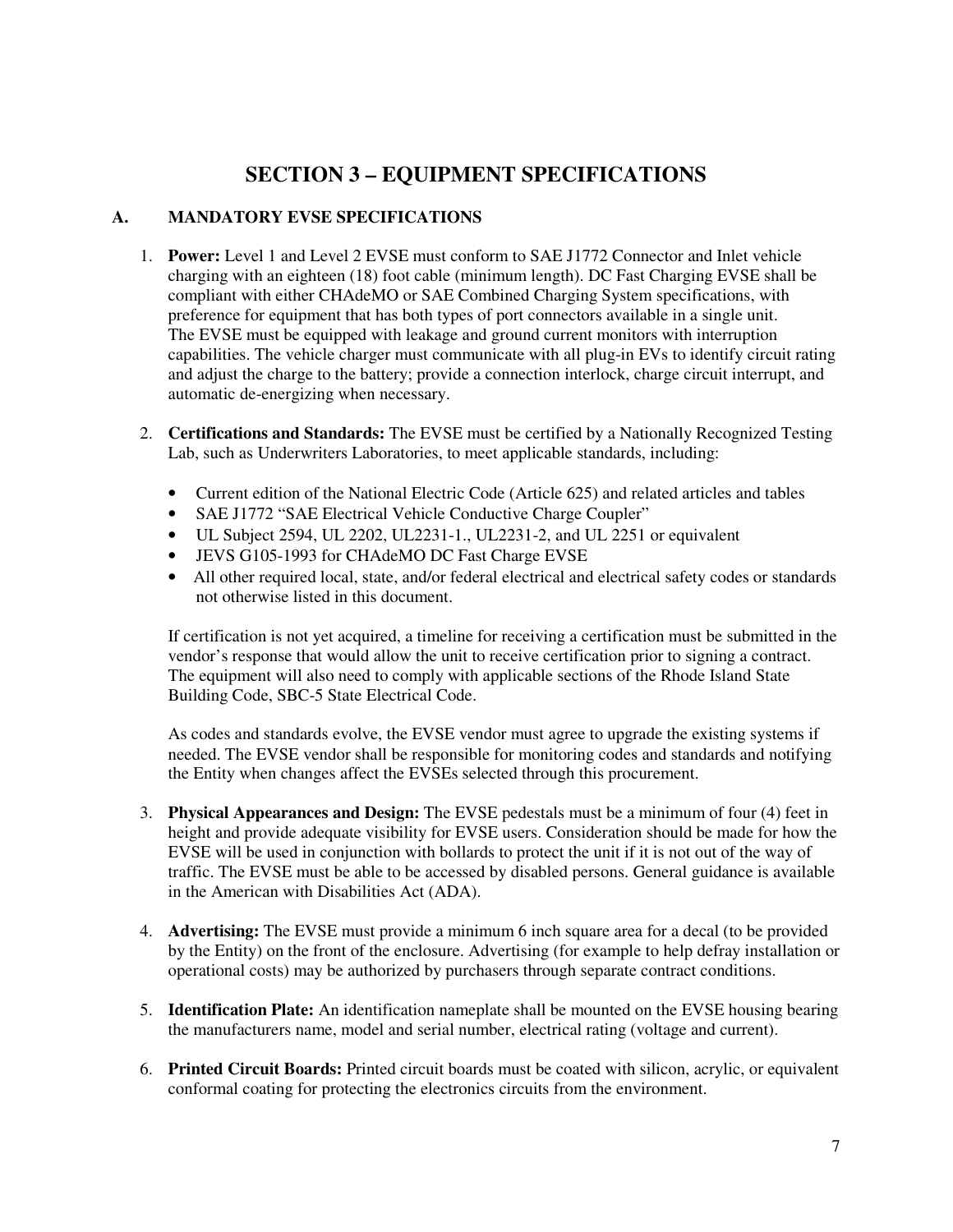# SECTION 3 – EQUIPMENT SPECIFICATIONS

## A. MANDATORY EVSE SPECIFICATIONS

1. **Power:** Level 1 and Level 2 EVSE must conform to SAE J1772 Connector and Inlet vehicle charging with an eighteen (18) foot cable (minimum length). DC Fast Charging EVSE shall be compliant with either CHAdeMO or SAE Combined Charging System specifications, with preference for equipment that has both types of port connectors available in a single unit. The EVSE must be equipped with leakage and ground current monitors with interruption capabilities. The vehicle charger must communicate with all plug-in EVs to identify circuit rating and adjust the charge to the battery; provide a connection interlock, charge circuit interrupt, and automatic de-energizing when necessary.

2. **Certifications and Standards:** The EVSE must be certified by a Nationally Recognized Testing Lab, such as Underwriters Laboratories, to meet applicable standards, including:

   - Current edition of the National Electric Code (Article 625) and related articles and tables
   - SAE J1772 "SAE Electrical Vehicle Conductive Charge Coupler"
   - UL Subject 2594, UL 2202, UL2231-1., UL2231-2, and UL 2251 or equivalent
   - JEVS G105-1993 for CHAdeMO DC Fast Charge EVSE
   - All other required local, state, and/or federal electrical and electrical safety codes or standards not otherwise listed in this document.

   If certification is not yet acquired, a timeline for receiving a certification must be submitted in the vendor's response that would allow the unit to receive certification prior to signing a contract. The equipment will also need to comply with applicable sections of the Rhode Island State Building Code, SBC-5 State Electrical Code.

   As codes and standards evolve, the EVSE vendor must agree to upgrade the existing systems if needed. The EVSE vendor shall be responsible for monitoring codes and standards and notifying the Entity when changes affect the EVSEs selected through this procurement.

3. **Physical Appearances and Design:** The EVSE pedestals must be a minimum of four (4) feet in height and provide adequate visibility for EVSE users. Consideration should be made for how the EVSE will be used in conjunction with bollards to protect the unit if it is not out of the way of traffic. The EVSE must be able to be accessed by disabled persons. General guidance is available in the American with Disabilities Act (ADA).

4. **Advertising:** The EVSE must provide a minimum 6 inch square area for a decal (to be provided by the Entity) on the front of the enclosure. Advertising (for example to help defray installation or operational costs) may be authorized by purchasers through separate contract conditions.

5. **Identification Plate:** An identification nameplate shall be mounted on the EVSE housing bearing the manufacturers name, model and serial number, electrical rating (voltage and current).

6. **Printed Circuit Boards:** Printed circuit boards must be coated with silicon, acrylic, or equivalent conformal coating for protecting the electronics circuits from the environment.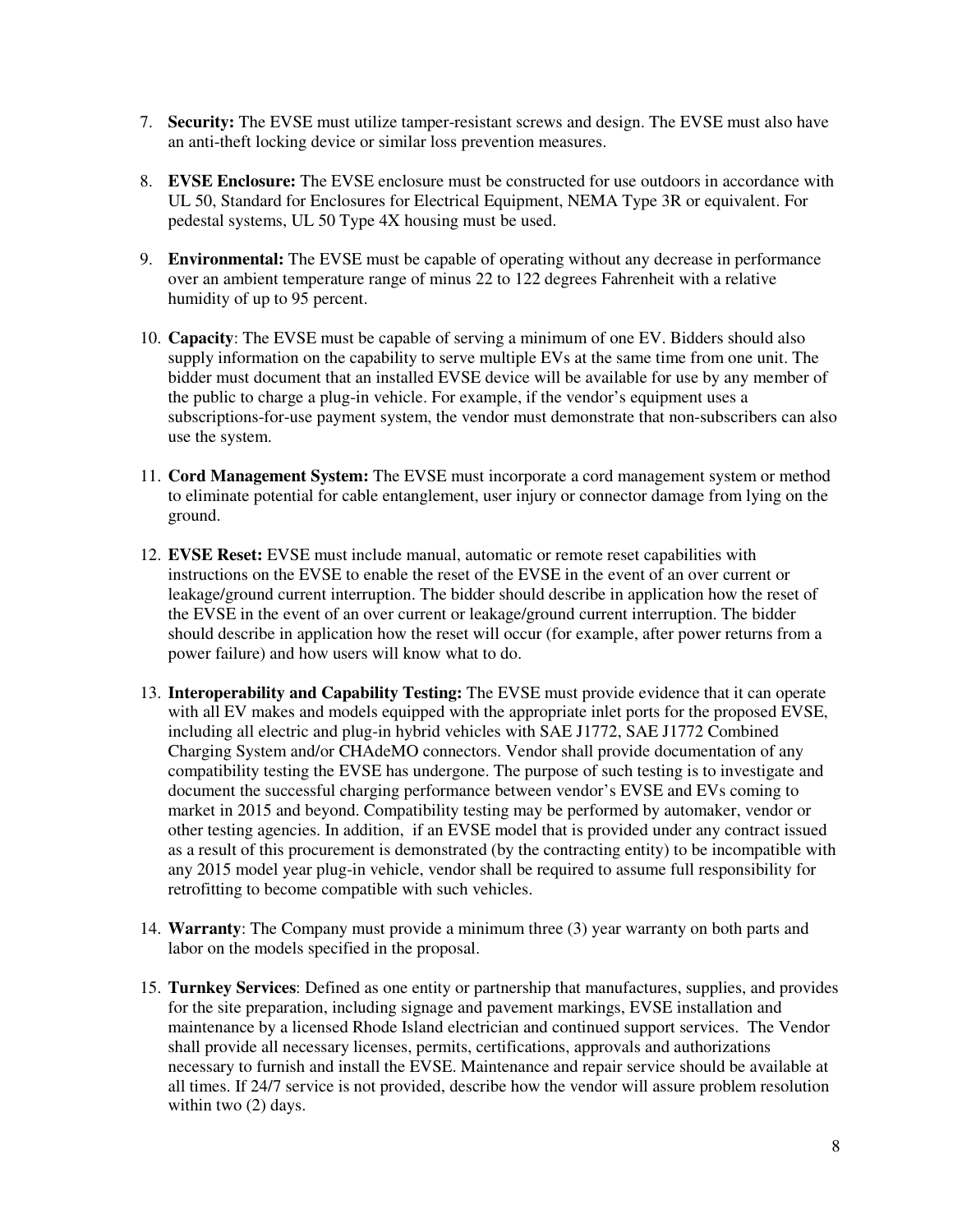7. **Security:** The EVSE must utilize tamper-resistant screws and design. The EVSE must also have an anti-theft locking device or similar loss prevention measures.

8. **EVSE Enclosure:** The EVSE enclosure must be constructed for use outdoors in accordance with UL 50, Standard for Enclosures for Electrical Equipment, NEMA Type 3R or equivalent. For pedestal systems, UL 50 Type 4X housing must be used.

9. **Environmental:** The EVSE must be capable of operating without any decrease in performance over an ambient temperature range of minus 22 to 122 degrees Fahrenheit with a relative humidity of up to 95 percent.

10. **Capacity**: The EVSE must be capable of serving a minimum of one EV. Bidders should also supply information on the capability to serve multiple EVs at the same time from one unit. The bidder must document that an installed EVSE device will be available for use by any member of the public to charge a plug-in vehicle. For example, if the vendor's equipment uses a subscriptions-for-use payment system, the vendor must demonstrate that non-subscribers can also use the system.

11. **Cord Management System:** The EVSE must incorporate a cord management system or method to eliminate potential for cable entanglement, user injury or connector damage from lying on the ground.

12. **EVSE Reset:** EVSE must include manual, automatic or remote reset capabilities with instructions on the EVSE to enable the reset of the EVSE in the event of an over current or leakage/ground current interruption. The bidder should describe in application how the reset of the EVSE in the event of an over current or leakage/ground current interruption. The bidder should describe in application how the reset will occur (for example, after power returns from a power failure) and how users will know what to do.

13. **Interoperability and Capability Testing:** The EVSE must provide evidence that it can operate with all EV makes and models equipped with the appropriate inlet ports for the proposed EVSE, including all electric and plug-in hybrid vehicles with SAE J1772, SAE J1772 Combined Charging System and/or CHAdeMO connectors. Vendor shall provide documentation of any compatibility testing the EVSE has undergone. The purpose of such testing is to investigate and document the successful charging performance between vendor's EVSE and EVs coming to market in 2015 and beyond. Compatibility testing may be performed by automaker, vendor or other testing agencies. In addition, if an EVSE model that is provided under any contract issued as a result of this procurement is demonstrated (by the contracting entity) to be incompatible with any 2015 model year plug-in vehicle, vendor shall be required to assume full responsibility for retrofitting to become compatible with such vehicles.

14. **Warranty**: The Company must provide a minimum three (3) year warranty on both parts and labor on the models specified in the proposal.

15. **Turnkey Services**: Defined as one entity or partnership that manufactures, supplies, and provides for the site preparation, including signage and pavement markings, EVSE installation and maintenance by a licensed Rhode Island electrician and continued support services. The Vendor shall provide all necessary licenses, permits, certifications, approvals and authorizations necessary to furnish and install the EVSE. Maintenance and repair service should be available at all times. If 24/7 service is not provided, describe how the vendor will assure problem resolution within two (2) days.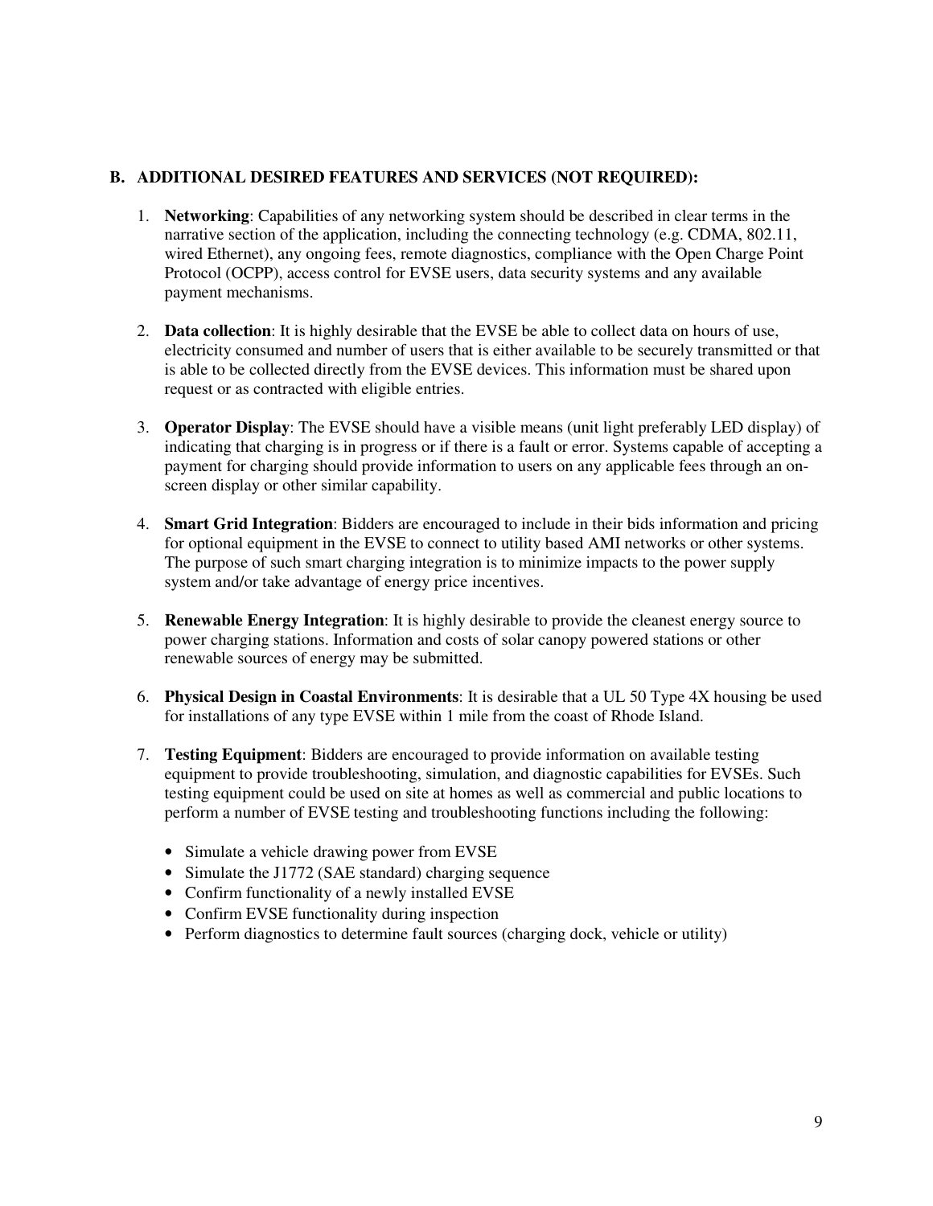### B. ADDITIONAL DESIRED FEATURES AND SERVICES (NOT REQUIRED):

1. **Networking**: Capabilities of any networking system should be described in clear terms in the narrative section of the application, including the connecting technology (e.g. CDMA, 802.11, wired Ethernet), any ongoing fees, remote diagnostics, compliance with the Open Charge Point Protocol (OCPP), access control for EVSE users, data security systems and any available payment mechanisms.

2. **Data collection**: It is highly desirable that the EVSE be able to collect data on hours of use, electricity consumed and number of users that is either available to be securely transmitted or that is able to be collected directly from the EVSE devices. This information must be shared upon request or as contracted with eligible entries.

3. **Operator Display**: The EVSE should have a visible means (unit light preferably LED display) of indicating that charging is in progress or if there is a fault or error. Systems capable of accepting a payment for charging should provide information to users on any applicable fees through an on-screen display or other similar capability.

4. **Smart Grid Integration**: Bidders are encouraged to include in their bids information and pricing for optional equipment in the EVSE to connect to utility based AMI networks or other systems. The purpose of such smart charging integration is to minimize impacts to the power supply system and/or take advantage of energy price incentives.

5. **Renewable Energy Integration**: It is highly desirable to provide the cleanest energy source to power charging stations. Information and costs of solar canopy powered stations or other renewable sources of energy may be submitted.

6. **Physical Design in Coastal Environments**: It is desirable that a UL 50 Type 4X housing be used for installations of any type EVSE within 1 mile from the coast of Rhode Island.

7. **Testing Equipment**: Bidders are encouraged to provide information on available testing equipment to provide troubleshooting, simulation, and diagnostic capabilities for EVSEs. Such testing equipment could be used on site at homes as well as commercial and public locations to perform a number of EVSE testing and troubleshooting functions including the following:

   - Simulate a vehicle drawing power from EVSE
   - Simulate the J1772 (SAE standard) charging sequence
   - Confirm functionality of a newly installed EVSE
   - Confirm EVSE functionality during inspection
   - Perform diagnostics to determine fault sources (charging dock, vehicle or utility)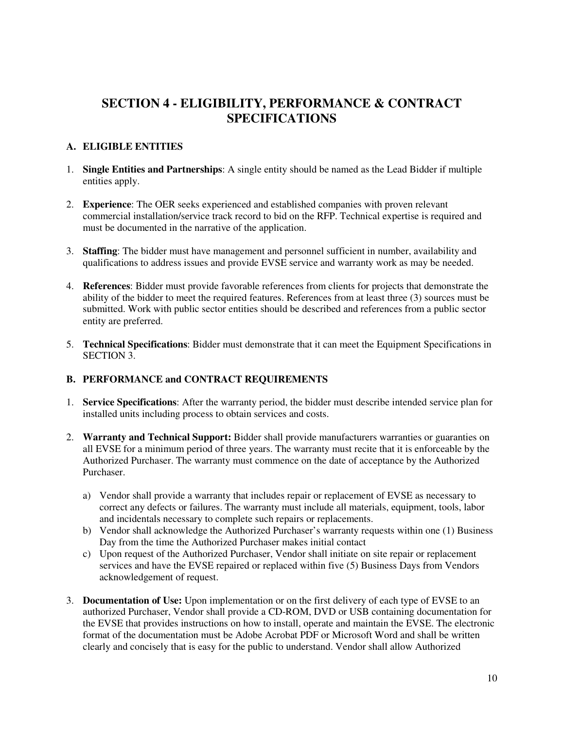# SECTION 4 - ELIGIBILITY, PERFORMANCE & CONTRACT SPECIFICATIONS

## A. ELIGIBLE ENTITIES

1. **Single Entities and Partnerships**: A single entity should be named as the Lead Bidder if multiple entities apply.

2. **Experience**: The OER seeks experienced and established companies with proven relevant commercial installation/service track record to bid on the RFP. Technical expertise is required and must be documented in the narrative of the application.

3. **Staffing**: The bidder must have management and personnel sufficient in number, availability and qualifications to address issues and provide EVSE service and warranty work as may be needed.

4. **References**: Bidder must provide favorable references from clients for projects that demonstrate the ability of the bidder to meet the required features. References from at least three (3) sources must be submitted. Work with public sector entities should be described and references from a public sector entity are preferred.

5. **Technical Specifications**: Bidder must demonstrate that it can meet the Equipment Specifications in SECTION 3.

## B. PERFORMANCE and CONTRACT REQUIREMENTS

1. **Service Specifications**: After the warranty period, the bidder must describe intended service plan for installed units including process to obtain services and costs.

2. **Warranty and Technical Support:** Bidder shall provide manufacturers warranties or guaranties on all EVSE for a minimum period of three years. The warranty must recite that it is enforceable by the Authorized Purchaser. The warranty must commence on the date of acceptance by the Authorized Purchaser.

   a) Vendor shall provide a warranty that includes repair or replacement of EVSE as necessary to correct any defects or failures. The warranty must include all materials, equipment, tools, labor and incidentals necessary to complete such repairs or replacements.
   b) Vendor shall acknowledge the Authorized Purchaser's warranty requests within one (1) Business Day from the time the Authorized Purchaser makes initial contact
   c) Upon request of the Authorized Purchaser, Vendor shall initiate on site repair or replacement services and have the EVSE repaired or replaced within five (5) Business Days from Vendors acknowledgement of request.

3. **Documentation of Use:** Upon implementation or on the first delivery of each type of EVSE to an authorized Purchaser, Vendor shall provide a CD-ROM, DVD or USB containing documentation for the EVSE that provides instructions on how to install, operate and maintain the EVSE. The electronic format of the documentation must be Adobe Acrobat PDF or Microsoft Word and shall be written clearly and concisely that is easy for the public to understand. Vendor shall allow Authorized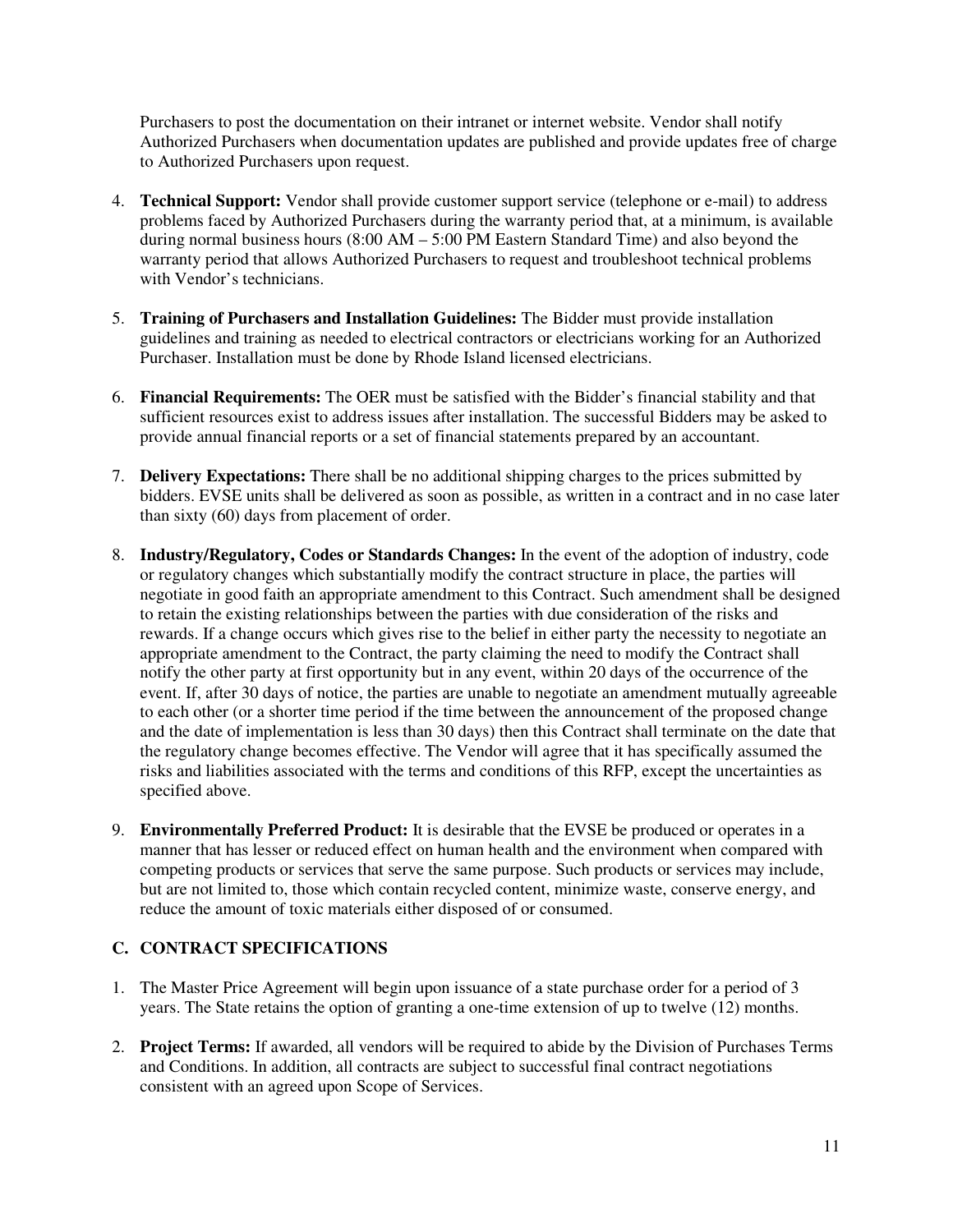Purchasers to post the documentation on their intranet or internet website. Vendor shall notify Authorized Purchasers when documentation updates are published and provide updates free of charge to Authorized Purchasers upon request.

4. **Technical Support:** Vendor shall provide customer support service (telephone or e-mail) to address problems faced by Authorized Purchasers during the warranty period that, at a minimum, is available during normal business hours (8:00 AM – 5:00 PM Eastern Standard Time) and also beyond the warranty period that allows Authorized Purchasers to request and troubleshoot technical problems with Vendor's technicians.

5. **Training of Purchasers and Installation Guidelines:** The Bidder must provide installation guidelines and training as needed to electrical contractors or electricians working for an Authorized Purchaser. Installation must be done by Rhode Island licensed electricians.

6. **Financial Requirements:** The OER must be satisfied with the Bidder's financial stability and that sufficient resources exist to address issues after installation. The successful Bidders may be asked to provide annual financial reports or a set of financial statements prepared by an accountant.

7. **Delivery Expectations:** There shall be no additional shipping charges to the prices submitted by bidders. EVSE units shall be delivered as soon as possible, as written in a contract and in no case later than sixty (60) days from placement of order.

8. **Industry/Regulatory, Codes or Standards Changes:** In the event of the adoption of industry, code or regulatory changes which substantially modify the contract structure in place, the parties will negotiate in good faith an appropriate amendment to this Contract. Such amendment shall be designed to retain the existing relationships between the parties with due consideration of the risks and rewards. If a change occurs which gives rise to the belief in either party the necessity to negotiate an appropriate amendment to the Contract, the party claiming the need to modify the Contract shall notify the other party at first opportunity but in any event, within 20 days of the occurrence of the event. If, after 30 days of notice, the parties are unable to negotiate an amendment mutually agreeable to each other (or a shorter time period if the time between the announcement of the proposed change and the date of implementation is less than 30 days) then this Contract shall terminate on the date that the regulatory change becomes effective. The Vendor will agree that it has specifically assumed the risks and liabilities associated with the terms and conditions of this RFP, except the uncertainties as specified above.

9. **Environmentally Preferred Product:** It is desirable that the EVSE be produced or operates in a manner that has lesser or reduced effect on human health and the environment when compared with competing products or services that serve the same purpose. Such products or services may include, but are not limited to, those which contain recycled content, minimize waste, conserve energy, and reduce the amount of toxic materials either disposed of or consumed.

### C. CONTRACT SPECIFICATIONS

1. The Master Price Agreement will begin upon issuance of a state purchase order for a period of 3 years. The State retains the option of granting a one-time extension of up to twelve (12) months.

2. **Project Terms:** If awarded, all vendors will be required to abide by the Division of Purchases Terms and Conditions. In addition, all contracts are subject to successful final contract negotiations consistent with an agreed upon Scope of Services.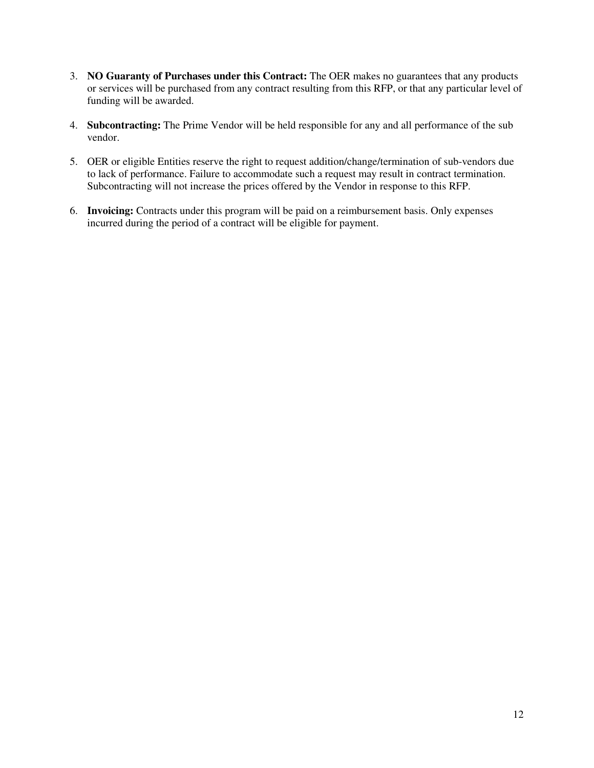3. **NO Guaranty of Purchases under this Contract:** The OER makes no guarantees that any products or services will be purchased from any contract resulting from this RFP, or that any particular level of funding will be awarded.

4. **Subcontracting:** The Prime Vendor will be held responsible for any and all performance of the sub vendor.

5. OER or eligible Entities reserve the right to request addition/change/termination of sub-vendors due to lack of performance. Failure to accommodate such a request may result in contract termination. Subcontracting will not increase the prices offered by the Vendor in response to this RFP.

6. **Invoicing:** Contracts under this program will be paid on a reimbursement basis. Only expenses incurred during the period of a contract will be eligible for payment.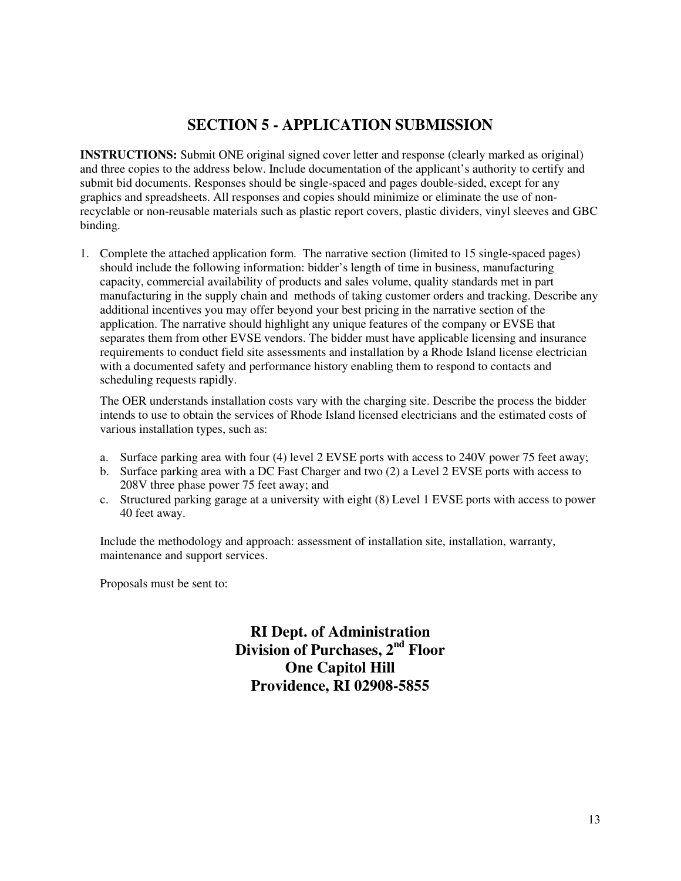## SECTION 5 - APPLICATION SUBMISSION

**INSTRUCTIONS:** Submit ONE original signed cover letter and response (clearly marked as original) and three copies to the address below. Include documentation of the applicant's authority to certify and submit bid documents. Responses should be single-spaced and pages double-sided, except for any graphics and spreadsheets. All responses and copies should minimize or eliminate the use of non-recyclable or non-reusable materials such as plastic report covers, plastic dividers, vinyl sleeves and GBC binding.

1. Complete the attached application form. The narrative section (limited to 15 single-spaced pages) should include the following information: bidder's length of time in business, manufacturing capacity, commercial availability of products and sales volume, quality standards met in part manufacturing in the supply chain and methods of taking customer orders and tracking. Describe any additional incentives you may offer beyond your best pricing in the narrative section of the application. The narrative should highlight any unique features of the company or EVSE that separates them from other EVSE vendors. The bidder must have applicable licensing and insurance requirements to conduct field site assessments and installation by a Rhode Island license electrician with a documented safety and performance history enabling them to respond to contacts and scheduling requests rapidly.

   The OER understands installation costs vary with the charging site. Describe the process the bidder intends to use to obtain the services of Rhode Island licensed electricians and the estimated costs of various installation types, such as:

   a. Surface parking area with four (4) level 2 EVSE ports with access to 240V power 75 feet away;
   b. Surface parking area with a DC Fast Charger and two (2) a Level 2 EVSE ports with access to 208V three phase power 75 feet away; and
   c. Structured parking garage at a university with eight (8) Level 1 EVSE ports with access to power 40 feet away.

   Include the methodology and approach: assessment of installation site, installation, warranty, maintenance and support services.

   Proposals must be sent to:

**RI Dept. of Administration**
**Division of Purchases, 2nd Floor**
**One Capitol Hill**
**Providence, RI 02908-5855**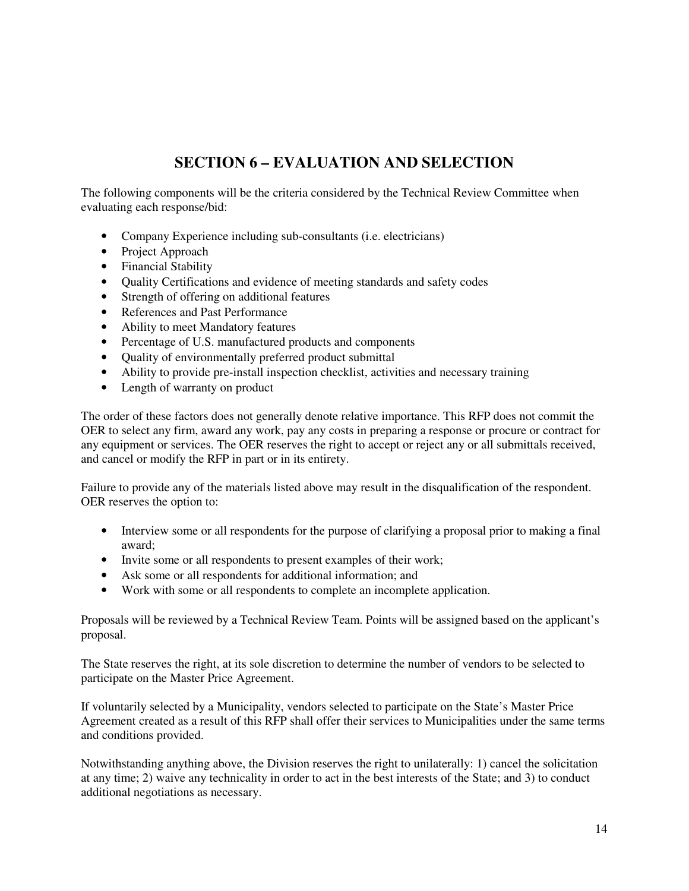# SECTION 6 – EVALUATION AND SELECTION

The following components will be the criteria considered by the Technical Review Committee when evaluating each response/bid:

- Company Experience including sub-consultants (i.e. electricians)
- Project Approach
- Financial Stability
- Quality Certifications and evidence of meeting standards and safety codes
- Strength of offering on additional features
- References and Past Performance
- Ability to meet Mandatory features
- Percentage of U.S. manufactured products and components
- Quality of environmentally preferred product submittal
- Ability to provide pre-install inspection checklist, activities and necessary training
- Length of warranty on product

The order of these factors does not generally denote relative importance. This RFP does not commit the OER to select any firm, award any work, pay any costs in preparing a response or procure or contract for any equipment or services. The OER reserves the right to accept or reject any or all submittals received, and cancel or modify the RFP in part or in its entirety.

Failure to provide any of the materials listed above may result in the disqualification of the respondent. OER reserves the option to:

- Interview some or all respondents for the purpose of clarifying a proposal prior to making a final award;
- Invite some or all respondents to present examples of their work;
- Ask some or all respondents for additional information; and
- Work with some or all respondents to complete an incomplete application.

Proposals will be reviewed by a Technical Review Team. Points will be assigned based on the applicant's proposal.

The State reserves the right, at its sole discretion to determine the number of vendors to be selected to participate on the Master Price Agreement.

If voluntarily selected by a Municipality, vendors selected to participate on the State's Master Price Agreement created as a result of this RFP shall offer their services to Municipalities under the same terms and conditions provided.

Notwithstanding anything above, the Division reserves the right to unilaterally: 1) cancel the solicitation at any time; 2) waive any technicality in order to act in the best interests of the State; and 3) to conduct additional negotiations as necessary.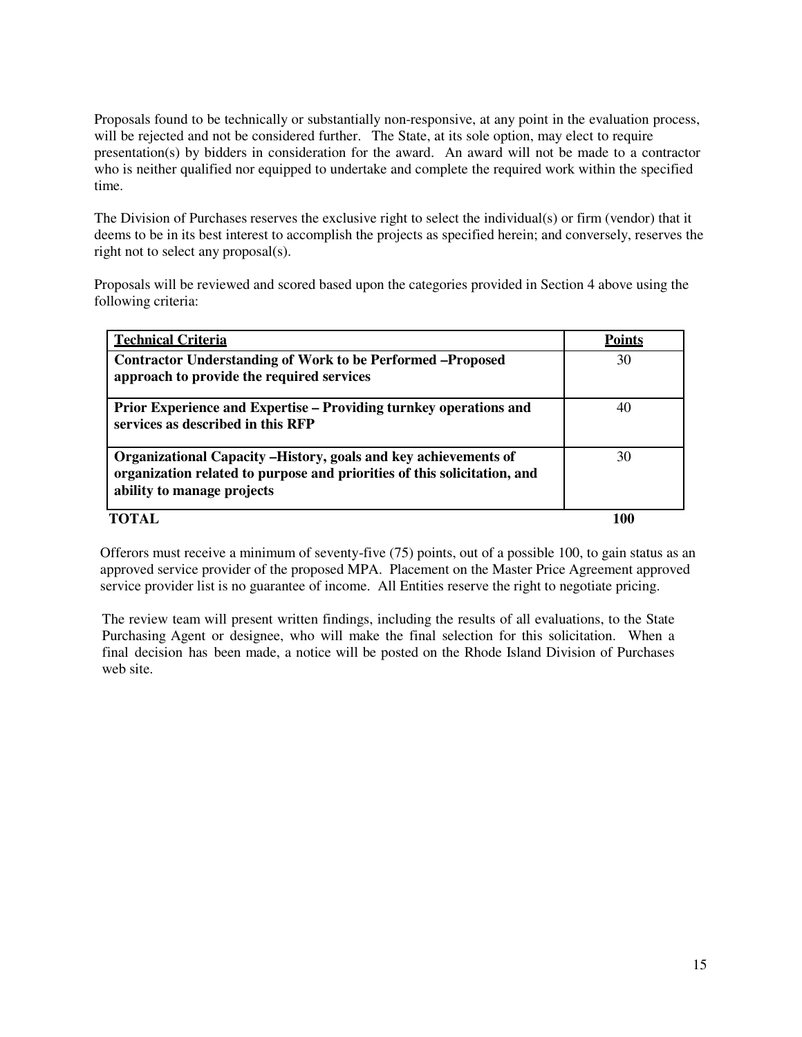Proposals found to be technically or substantially non-responsive, at any point in the evaluation process, will be rejected and not be considered further. The State, at its sole option, may elect to require presentation(s) by bidders in consideration for the award. An award will not be made to a contractor who is neither qualified nor equipped to undertake and complete the required work within the specified time.

The Division of Purchases reserves the exclusive right to select the individual(s) or firm (vendor) that it deems to be in its best interest to accomplish the projects as specified herein; and conversely, reserves the right not to select any proposal(s).

Proposals will be reviewed and scored based upon the categories provided in Section 4 above using the following criteria:

| **Technical Criteria** | **Points** |
|---|---|
| **Contractor Understanding of Work to be Performed –Proposed approach to provide the required services** | 30 |
| **Prior Experience and Expertise – Providing turnkey operations and services as described in this RFP** | 40 |
| **Organizational Capacity –History, goals and key achievements of organization related to purpose and priorities of this solicitation, and ability to manage projects** | 30 |
| **TOTAL** | **100** |

Offerors must receive a minimum of seventy-five (75) points, out of a possible 100, to gain status as an approved service provider of the proposed MPA. Placement on the Master Price Agreement approved service provider list is no guarantee of income. All Entities reserve the right to negotiate pricing.

The review team will present written findings, including the results of all evaluations, to the State Purchasing Agent or designee, who will make the final selection for this solicitation. When a final decision has been made, a notice will be posted on the Rhode Island Division of Purchases web site.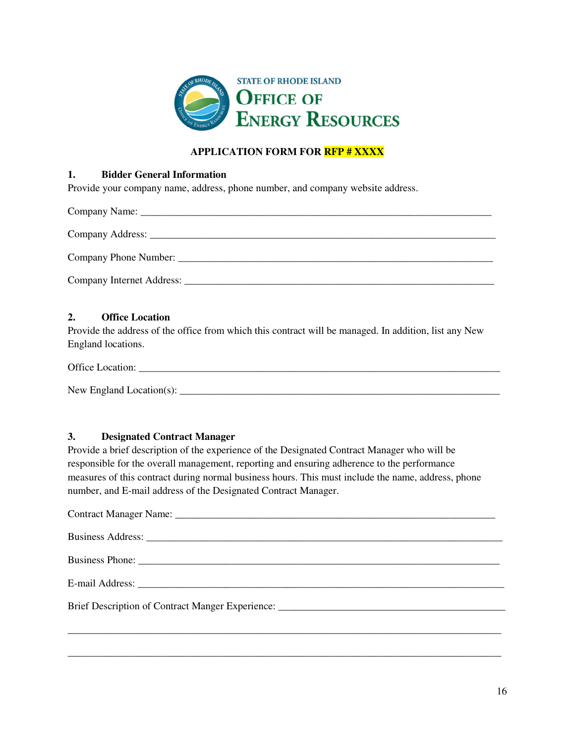STATE OF RHODE ISLAND

OFFICE OF ENERGY RESOURCES

**APPLICATION FORM FOR RFP # XXXX**

**1. Bidder General Information**

Provide your company name, address, phone number, and company website address.

Company Name: ______________________________________________________________________

Company Address: ____________________________________________________________________

Company Phone Number: _______________________________________________________________

Company Internet Address: ______________________________________________________________

**2. Office Location**

Provide the address of the office from which this contract will be managed. In addition, list any New England locations.

Office Location: ______________________________________________________________________

New England Location(s): _______________________________________________________________

**3. Designated Contract Manager**

Provide a brief description of the experience of the Designated Contract Manager who will be responsible for the overall management, reporting and ensuring adherence to the performance measures of this contract during normal business hours. This must include the name, address, phone number, and E-mail address of the Designated Contract Manager.

Contract Manager Name: _______________________________________________________________

Business Address: _____________________________________________________________________

Business Phone: _______________________________________________________________________

E-mail Address: _______________________________________________________________________

Brief Description of Contract Manger Experience: ____________________________________________

_____________________________________________________________________________________

_____________________________________________________________________________________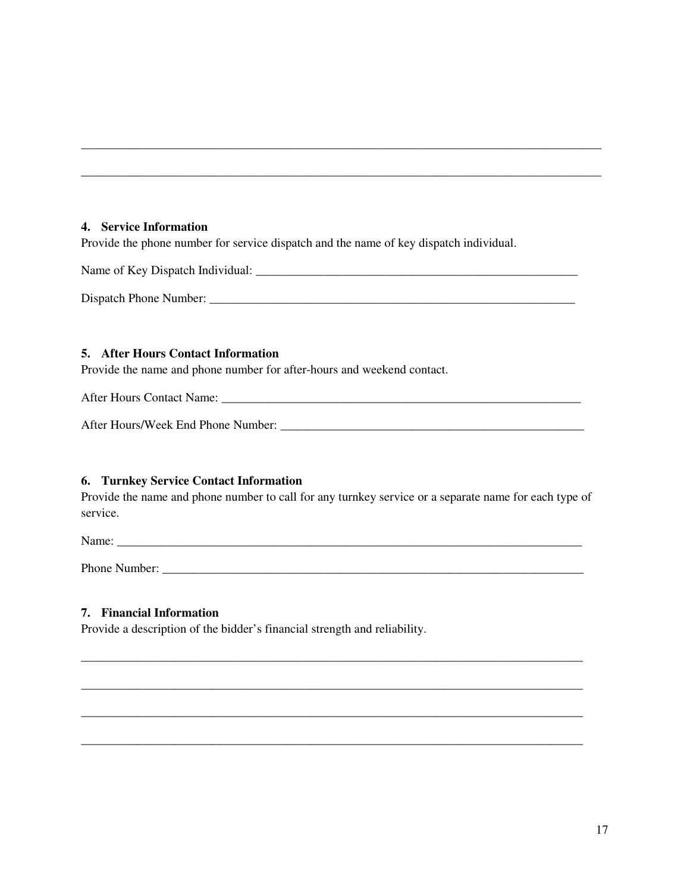\_\_\_\_\_\_\_\_\_\_\_\_\_\_\_\_\_\_\_\_\_\_\_\_\_\_\_\_\_\_\_\_\_\_\_\_\_\_\_\_\_\_\_\_\_\_\_\_\_\_\_\_\_\_\_\_\_\_\_\_\_\_\_\_\_\_\_\_\_\_\_\_\_\_\_\_\_\_

\_\_\_\_\_\_\_\_\_\_\_\_\_\_\_\_\_\_\_\_\_\_\_\_\_\_\_\_\_\_\_\_\_\_\_\_\_\_\_\_\_\_\_\_\_\_\_\_\_\_\_\_\_\_\_\_\_\_\_\_\_\_\_\_\_\_\_\_\_\_\_\_\_\_\_\_\_\_

**4. Service Information**

Provide the phone number for service dispatch and the name of key dispatch individual.

Name of Key Dispatch Individual: \_\_\_\_\_\_\_\_\_\_\_\_\_\_\_\_\_\_\_\_\_\_\_\_\_\_\_\_\_\_\_\_\_\_\_\_\_\_\_\_\_\_\_\_\_\_\_\_

Dispatch Phone Number: \_\_\_\_\_\_\_\_\_\_\_\_\_\_\_\_\_\_\_\_\_\_\_\_\_\_\_\_\_\_\_\_\_\_\_\_\_\_\_\_\_\_\_\_\_\_\_\_\_\_\_\_\_\_\_\_

**5. After Hours Contact Information**

Provide the name and phone number for after-hours and weekend contact.

After Hours Contact Name: \_\_\_\_\_\_\_\_\_\_\_\_\_\_\_\_\_\_\_\_\_\_\_\_\_\_\_\_\_\_\_\_\_\_\_\_\_\_\_\_\_\_\_\_\_\_\_\_\_\_\_\_\_\_

After Hours/Week End Phone Number: \_\_\_\_\_\_\_\_\_\_\_\_\_\_\_\_\_\_\_\_\_\_\_\_\_\_\_\_\_\_\_\_\_\_\_\_\_\_\_\_\_\_\_\_\_\_

**6. Turnkey Service Contact Information**

Provide the name and phone number to call for any turnkey service or a separate name for each type of service.

Name: \_\_\_\_\_\_\_\_\_\_\_\_\_\_\_\_\_\_\_\_\_\_\_\_\_\_\_\_\_\_\_\_\_\_\_\_\_\_\_\_\_\_\_\_\_\_\_\_\_\_\_\_\_\_\_\_\_\_\_\_\_\_\_\_\_\_\_\_\_

Phone Number: \_\_\_\_\_\_\_\_\_\_\_\_\_\_\_\_\_\_\_\_\_\_\_\_\_\_\_\_\_\_\_\_\_\_\_\_\_\_\_\_\_\_\_\_\_\_\_\_\_\_\_\_\_\_\_\_\_\_\_\_\_\_

**7. Financial Information**

Provide a description of the bidder's financial strength and reliability.

\_\_\_\_\_\_\_\_\_\_\_\_\_\_\_\_\_\_\_\_\_\_\_\_\_\_\_\_\_\_\_\_\_\_\_\_\_\_\_\_\_\_\_\_\_\_\_\_\_\_\_\_\_\_\_\_\_\_\_\_\_\_\_\_\_\_\_\_\_\_\_\_\_\_\_

\_\_\_\_\_\_\_\_\_\_\_\_\_\_\_\_\_\_\_\_\_\_\_\_\_\_\_\_\_\_\_\_\_\_\_\_\_\_\_\_\_\_\_\_\_\_\_\_\_\_\_\_\_\_\_\_\_\_\_\_\_\_\_\_\_\_\_\_\_\_\_\_\_\_\_

\_\_\_\_\_\_\_\_\_\_\_\_\_\_\_\_\_\_\_\_\_\_\_\_\_\_\_\_\_\_\_\_\_\_\_\_\_\_\_\_\_\_\_\_\_\_\_\_\_\_\_\_\_\_\_\_\_\_\_\_\_\_\_\_\_\_\_\_\_\_\_\_\_\_\_

\_\_\_\_\_\_\_\_\_\_\_\_\_\_\_\_\_\_\_\_\_\_\_\_\_\_\_\_\_\_\_\_\_\_\_\_\_\_\_\_\_\_\_\_\_\_\_\_\_\_\_\_\_\_\_\_\_\_\_\_\_\_\_\_\_\_\_\_\_\_\_\_\_\_\_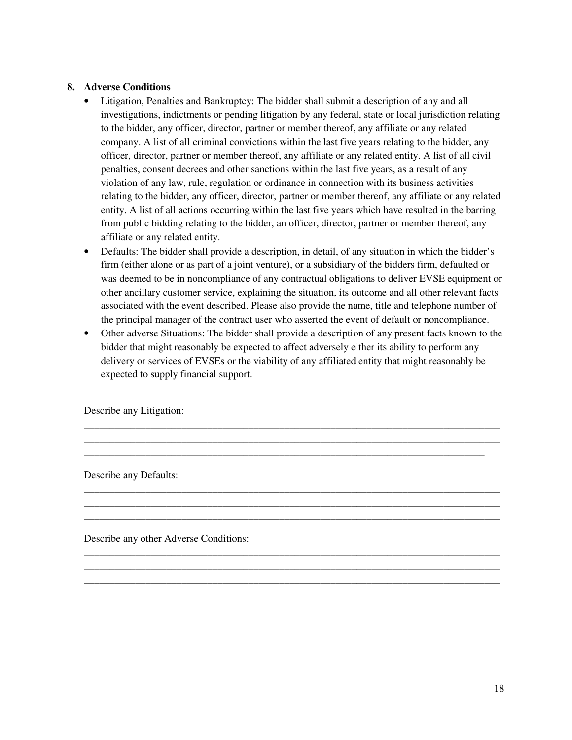## 8. Adverse Conditions

- Litigation, Penalties and Bankruptcy: The bidder shall submit a description of any and all investigations, indictments or pending litigation by any federal, state or local jurisdiction relating to the bidder, any officer, director, partner or member thereof, any affiliate or any related company. A list of all criminal convictions within the last five years relating to the bidder, any officer, director, partner or member thereof, any affiliate or any related entity. A list of all civil penalties, consent decrees and other sanctions within the last five years, as a result of any violation of any law, rule, regulation or ordinance in connection with its business activities relating to the bidder, any officer, director, partner or member thereof, any affiliate or any related entity. A list of all actions occurring within the last five years which have resulted in the barring from public bidding relating to the bidder, an officer, director, partner or member thereof, any affiliate or any related entity.
- Defaults: The bidder shall provide a description, in detail, of any situation in which the bidder's firm (either alone or as part of a joint venture), or a subsidiary of the bidders firm, defaulted or was deemed to be in noncompliance of any contractual obligations to deliver EVSE equipment or other ancillary customer service, explaining the situation, its outcome and all other relevant facts associated with the event described. Please also provide the name, title and telephone number of the principal manager of the contract user who asserted the event of default or noncompliance.
- Other adverse Situations: The bidder shall provide a description of any present facts known to the bidder that might reasonably be expected to affect adversely either its ability to perform any delivery or services of EVSEs or the viability of any affiliated entity that might reasonably be expected to supply financial support.

Describe any Litigation:

______________________________________________________________________________
______________________________________________________________________________
______________________________________________________________________________

Describe any Defaults:

______________________________________________________________________________
______________________________________________________________________________
______________________________________________________________________________

Describe any other Adverse Conditions:

______________________________________________________________________________
______________________________________________________________________________
______________________________________________________________________________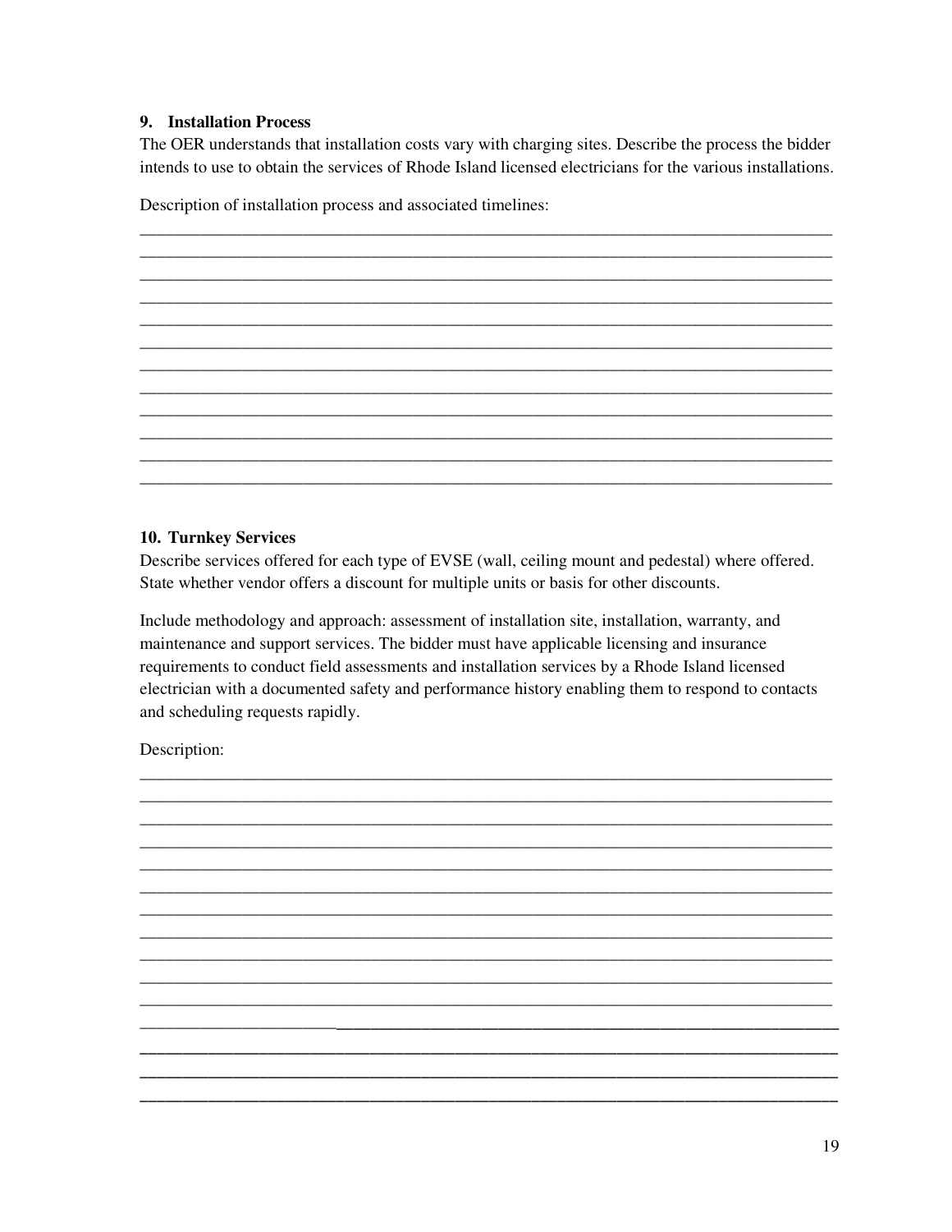### 9. Installation Process

The OER understands that installation costs vary with charging sites. Describe the process the bidder intends to use to obtain the services of Rhode Island licensed electricians for the various installations.

Description of installation process and associated timelines:

### 10. Turnkey Services

Describe services offered for each type of EVSE (wall, ceiling mount and pedestal) where offered. State whether vendor offers a discount for multiple units or basis for other discounts.

Include methodology and approach: assessment of installation site, installation, warranty, and maintenance and support services. The bidder must have applicable licensing and insurance requirements to conduct field assessments and installation services by a Rhode Island licensed electrician with a documented safety and performance history enabling them to respond to contacts and scheduling requests rapidly.

Description: